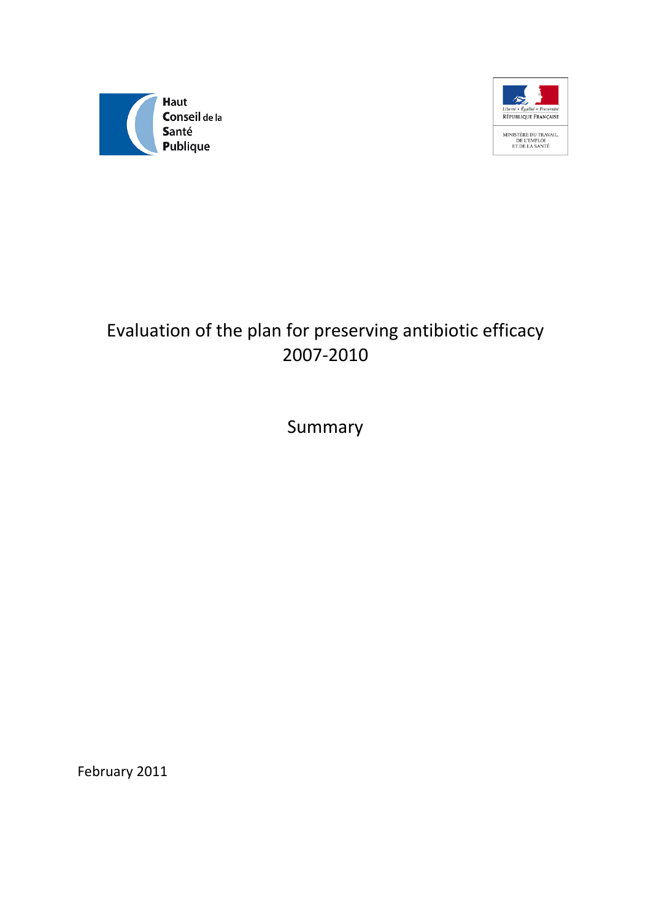Haut Conseil de la Santé Publique

Liberté • Égalité • Fraternité
RÉPUBLIQUE FRANÇAISE

MINISTÈRE DU TRAVAIL, DE L'EMPLOI ET DE LA SANTÉ

# Evaluation of the plan for preserving antibiotic efficacy 2007-2010

## Summary

February 2011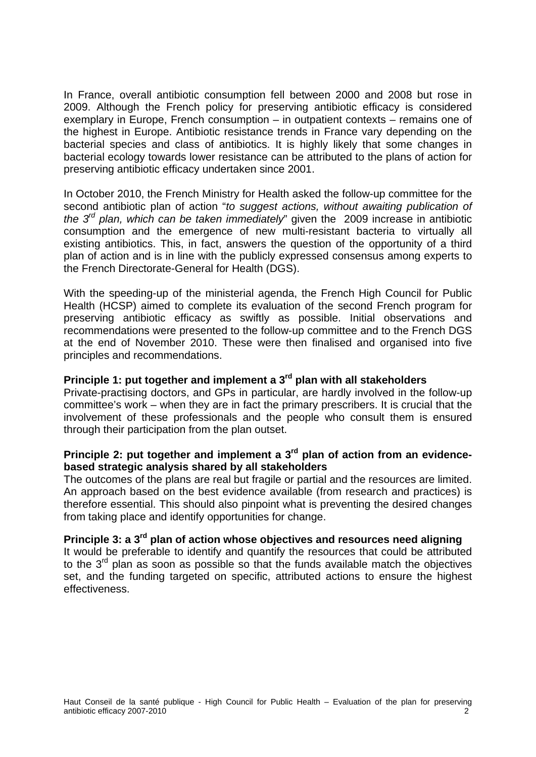In France, overall antibiotic consumption fell between 2000 and 2008 but rose in 2009. Although the French policy for preserving antibiotic efficacy is considered exemplary in Europe, French consumption – in outpatient contexts – remains one of the highest in Europe. Antibiotic resistance trends in France vary depending on the bacterial species and class of antibiotics. It is highly likely that some changes in bacterial ecology towards lower resistance can be attributed to the plans of action for preserving antibiotic efficacy undertaken since 2001.

In October 2010, the French Ministry for Health asked the follow-up committee for the second antibiotic plan of action "*to suggest actions, without awaiting publication of the 3rd plan, which can be taken immediately*" given the 2009 increase in antibiotic consumption and the emergence of new multi-resistant bacteria to virtually all existing antibiotics. This, in fact, answers the question of the opportunity of a third plan of action and is in line with the publicly expressed consensus among experts to the French Directorate-General for Health (DGS).

With the speeding-up of the ministerial agenda, the French High Council for Public Health (HCSP) aimed to complete its evaluation of the second French program for preserving antibiotic efficacy as swiftly as possible. Initial observations and recommendations were presented to the follow-up committee and to the French DGS at the end of November 2010. These were then finalised and organised into five principles and recommendations.

**Principle 1: put together and implement a 3rd plan with all stakeholders**

Private-practising doctors, and GPs in particular, are hardly involved in the follow-up committee's work – when they are in fact the primary prescribers. It is crucial that the involvement of these professionals and the people who consult them is ensured through their participation from the plan outset.

**Principle 2: put together and implement a 3rd plan of action from an evidence-based strategic analysis shared by all stakeholders**

The outcomes of the plans are real but fragile or partial and the resources are limited. An approach based on the best evidence available (from research and practices) is therefore essential. This should also pinpoint what is preventing the desired changes from taking place and identify opportunities for change.

**Principle 3: a 3rd plan of action whose objectives and resources need aligning**

It would be preferable to identify and quantify the resources that could be attributed to the 3rd plan as soon as possible so that the funds available match the objectives set, and the funding targeted on specific, attributed actions to ensure the highest effectiveness.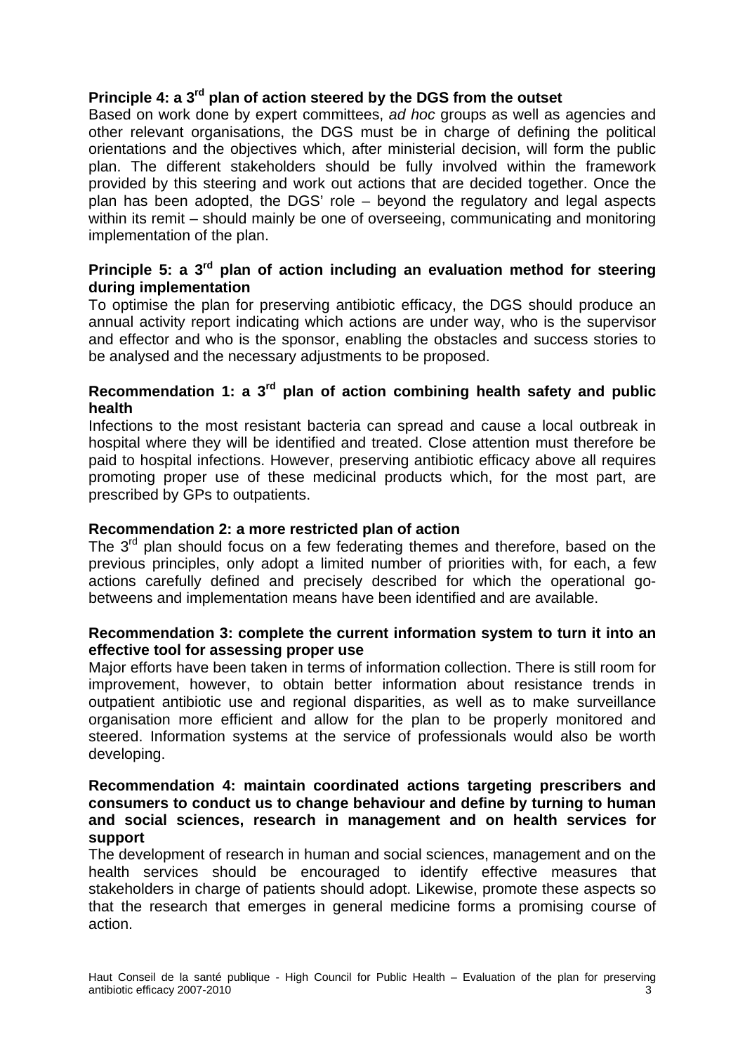**Principle 4: a 3rd plan of action steered by the DGS from the outset**

Based on work done by expert committees, *ad hoc* groups as well as agencies and other relevant organisations, the DGS must be in charge of defining the political orientations and the objectives which, after ministerial decision, will form the public plan. The different stakeholders should be fully involved within the framework provided by this steering and work out actions that are decided together. Once the plan has been adopted, the DGS' role – beyond the regulatory and legal aspects within its remit – should mainly be one of overseeing, communicating and monitoring implementation of the plan.

**Principle 5: a 3rd plan of action including an evaluation method for steering during implementation**

To optimise the plan for preserving antibiotic efficacy, the DGS should produce an annual activity report indicating which actions are under way, who is the supervisor and effector and who is the sponsor, enabling the obstacles and success stories to be analysed and the necessary adjustments to be proposed.

**Recommendation 1: a 3rd plan of action combining health safety and public health**

Infections to the most resistant bacteria can spread and cause a local outbreak in hospital where they will be identified and treated. Close attention must therefore be paid to hospital infections. However, preserving antibiotic efficacy above all requires promoting proper use of these medicinal products which, for the most part, are prescribed by GPs to outpatients.

**Recommendation 2: a more restricted plan of action**

The 3rd plan should focus on a few federating themes and therefore, based on the previous principles, only adopt a limited number of priorities with, for each, a few actions carefully defined and precisely described for which the operational go-betweens and implementation means have been identified and are available.

**Recommendation 3: complete the current information system to turn it into an effective tool for assessing proper use**

Major efforts have been taken in terms of information collection. There is still room for improvement, however, to obtain better information about resistance trends in outpatient antibiotic use and regional disparities, as well as to make surveillance organisation more efficient and allow for the plan to be properly monitored and steered. Information systems at the service of professionals would also be worth developing.

**Recommendation 4: maintain coordinated actions targeting prescribers and consumers to conduct us to change behaviour and define by turning to human and social sciences, research in management and on health services for support**

The development of research in human and social sciences, management and on the health services should be encouraged to identify effective measures that stakeholders in charge of patients should adopt. Likewise, promote these aspects so that the research that emerges in general medicine forms a promising course of action.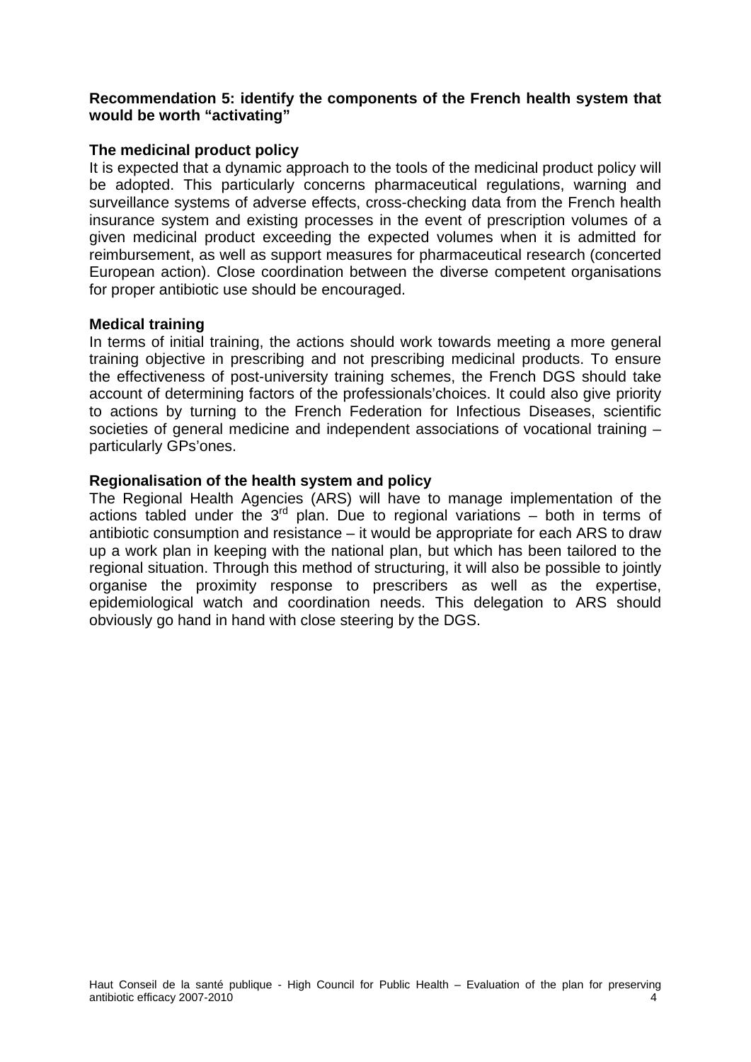**Recommendation 5: identify the components of the French health system that would be worth "activating"**

**The medicinal product policy**

It is expected that a dynamic approach to the tools of the medicinal product policy will be adopted. This particularly concerns pharmaceutical regulations, warning and surveillance systems of adverse effects, cross-checking data from the French health insurance system and existing processes in the event of prescription volumes of a given medicinal product exceeding the expected volumes when it is admitted for reimbursement, as well as support measures for pharmaceutical research (concerted European action). Close coordination between the diverse competent organisations for proper antibiotic use should be encouraged.

**Medical training**

In terms of initial training, the actions should work towards meeting a more general training objective in prescribing and not prescribing medicinal products. To ensure the effectiveness of post-university training schemes, the French DGS should take account of determining factors of the professionals'choices. It could also give priority to actions by turning to the French Federation for Infectious Diseases, scientific societies of general medicine and independent associations of vocational training – particularly GPs'ones.

**Regionalisation of the health system and policy**

The Regional Health Agencies (ARS) will have to manage implementation of the actions tabled under the 3rd plan. Due to regional variations – both in terms of antibiotic consumption and resistance – it would be appropriate for each ARS to draw up a work plan in keeping with the national plan, but which has been tailored to the regional situation. Through this method of structuring, it will also be possible to jointly organise the proximity response to prescribers as well as the expertise, epidemiological watch and coordination needs. This delegation to ARS should obviously go hand in hand with close steering by the DGS.